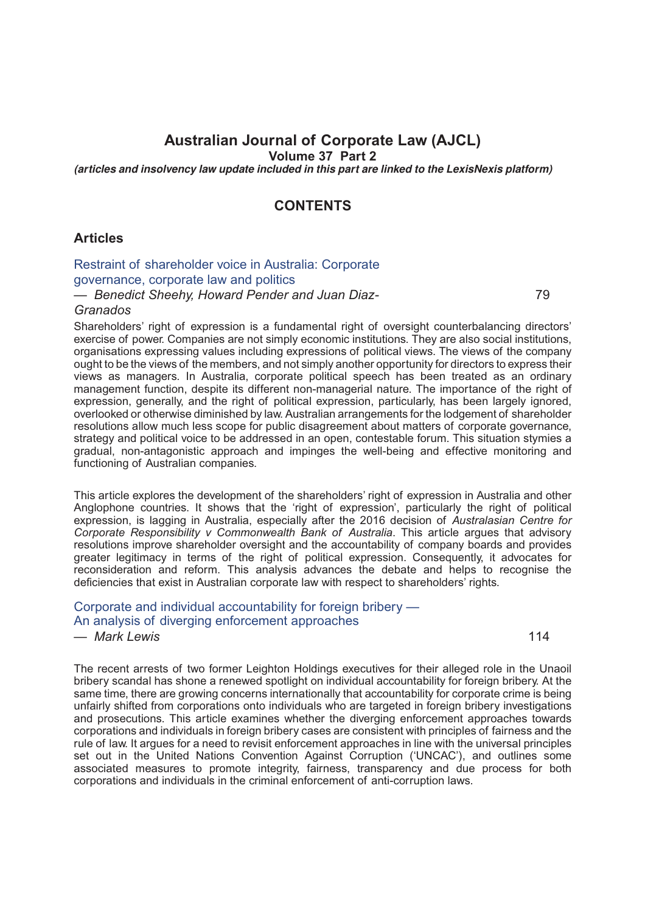# Australian Journal of Corporate Law (AJCL)

**Volume 37 Part 2**

***(articles and insolvency law update included in this part are linked to the LexisNexis platform)***

## CONTENTS

### Articles

Restraint of shareholder voice in Australia: Corporate governance, corporate law and politics
— *Benedict Sheehy, Howard Pender and Juan Diaz-Granados* 79

Shareholders' right of expression is a fundamental right of oversight counterbalancing directors' exercise of power. Companies are not simply economic institutions. They are also social institutions, organisations expressing values including expressions of political views. The views of the company ought to be the views of the members, and not simply another opportunity for directors to express their views as managers. In Australia, corporate political speech has been treated as an ordinary management function, despite its different non-managerial nature. The importance of the right of expression, generally, and the right of political expression, particularly, has been largely ignored, overlooked or otherwise diminished by law. Australian arrangements for the lodgement of shareholder resolutions allow much less scope for public disagreement about matters of corporate governance, strategy and political voice to be addressed in an open, contestable forum. This situation stymies a gradual, non-antagonistic approach and impinges the well-being and effective monitoring and functioning of Australian companies.

This article explores the development of the shareholders' right of expression in Australia and other Anglophone countries. It shows that the 'right of expression', particularly the right of political expression, is lagging in Australia, especially after the 2016 decision of *Australasian Centre for Corporate Responsibility v Commonwealth Bank of Australia*. This article argues that advisory resolutions improve shareholder oversight and the accountability of company boards and provides greater legitimacy in terms of the right of political expression. Consequently, it advocates for reconsideration and reform. This analysis advances the debate and helps to recognise the deficiencies that exist in Australian corporate law with respect to shareholders' rights.

Corporate and individual accountability for foreign bribery — An analysis of diverging enforcement approaches
— *Mark Lewis* 114

The recent arrests of two former Leighton Holdings executives for their alleged role in the Unaoil bribery scandal has shone a renewed spotlight on individual accountability for foreign bribery. At the same time, there are growing concerns internationally that accountability for corporate crime is being unfairly shifted from corporations onto individuals who are targeted in foreign bribery investigations and prosecutions. This article examines whether the diverging enforcement approaches towards corporations and individuals in foreign bribery cases are consistent with principles of fairness and the rule of law. It argues for a need to revisit enforcement approaches in line with the universal principles set out in the United Nations Convention Against Corruption ('UNCAC'), and outlines some associated measures to promote integrity, fairness, transparency and due process for both corporations and individuals in the criminal enforcement of anti-corruption laws.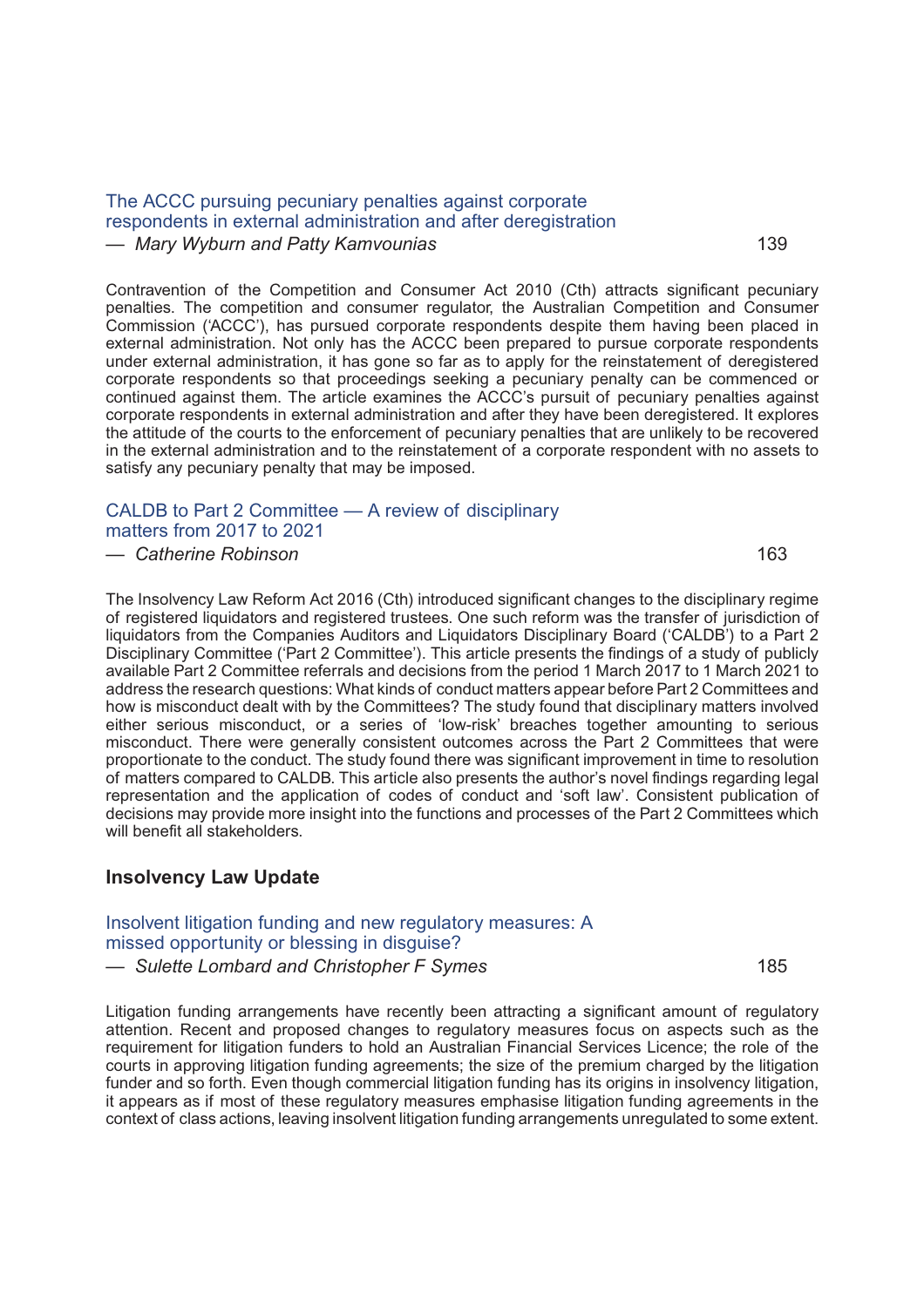### The ACCC pursuing pecuniary penalties against corporate respondents in external administration and after deregistration

— *Mary Wyburn and Patty Kamvounias* 139

Contravention of the Competition and Consumer Act 2010 (Cth) attracts significant pecuniary penalties. The competition and consumer regulator, the Australian Competition and Consumer Commission ('ACCC'), has pursued corporate respondents despite them having been placed in external administration. Not only has the ACCC been prepared to pursue corporate respondents under external administration, it has gone so far as to apply for the reinstatement of deregistered corporate respondents so that proceedings seeking a pecuniary penalty can be commenced or continued against them. The article examines the ACCC's pursuit of pecuniary penalties against corporate respondents in external administration and after they have been deregistered. It explores the attitude of the courts to the enforcement of pecuniary penalties that are unlikely to be recovered in the external administration and to the reinstatement of a corporate respondent with no assets to satisfy any pecuniary penalty that may be imposed.

### CALDB to Part 2 Committee — A review of disciplinary matters from 2017 to 2021

— *Catherine Robinson* 163

The Insolvency Law Reform Act 2016 (Cth) introduced significant changes to the disciplinary regime of registered liquidators and registered trustees. One such reform was the transfer of jurisdiction of liquidators from the Companies Auditors and Liquidators Disciplinary Board ('CALDB') to a Part 2 Disciplinary Committee ('Part 2 Committee'). This article presents the findings of a study of publicly available Part 2 Committee referrals and decisions from the period 1 March 2017 to 1 March 2021 to address the research questions: What kinds of conduct matters appear before Part 2 Committees and how is misconduct dealt with by the Committees? The study found that disciplinary matters involved either serious misconduct, or a series of 'low-risk' breaches together amounting to serious misconduct. There were generally consistent outcomes across the Part 2 Committees that were proportionate to the conduct. The study found there was significant improvement in time to resolution of matters compared to CALDB. This article also presents the author's novel findings regarding legal representation and the application of codes of conduct and 'soft law'. Consistent publication of decisions may provide more insight into the functions and processes of the Part 2 Committees which will benefit all stakeholders.

## Insolvency Law Update

### Insolvent litigation funding and new regulatory measures: A missed opportunity or blessing in disguise?

— *Sulette Lombard and Christopher F Symes* 185

Litigation funding arrangements have recently been attracting a significant amount of regulatory attention. Recent and proposed changes to regulatory measures focus on aspects such as the requirement for litigation funders to hold an Australian Financial Services Licence; the role of the courts in approving litigation funding agreements; the size of the premium charged by the litigation funder and so forth. Even though commercial litigation funding has its origins in insolvency litigation, it appears as if most of these regulatory measures emphasise litigation funding agreements in the context of class actions, leaving insolvent litigation funding arrangements unregulated to some extent.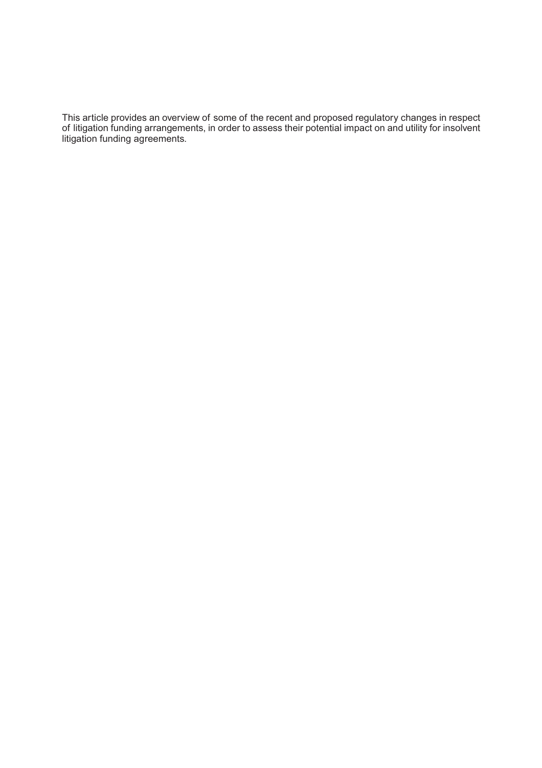This article provides an overview of some of the recent and proposed regulatory changes in respect of litigation funding arrangements, in order to assess their potential impact on and utility for insolvent litigation funding agreements.